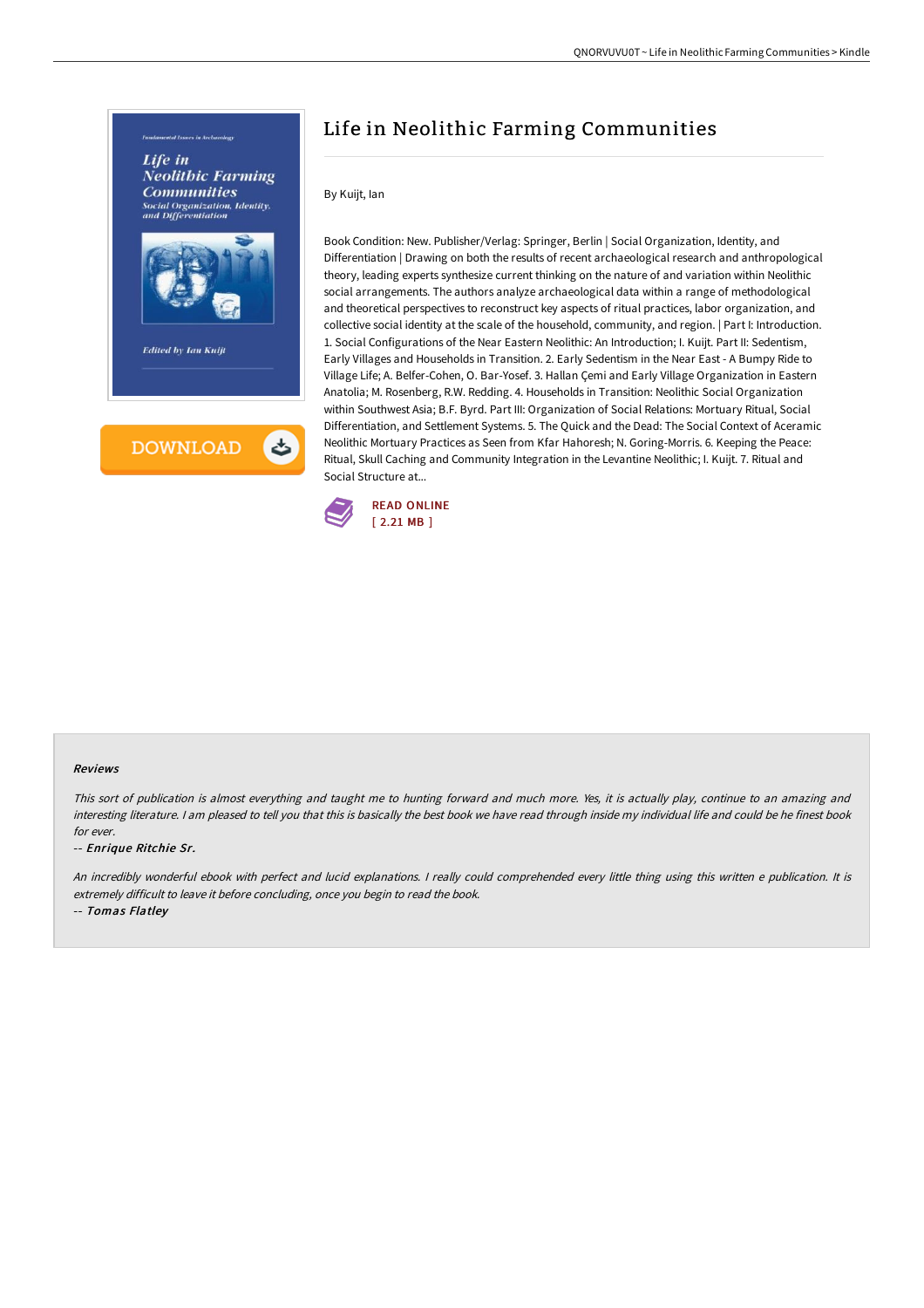# Life in Neolithic Farming Communities

By Kuijt, Ian

Book Condition: New. Publisher/Verlag: Springer, Berlin | Social Organization, Identity, and Differentiation | Drawing on both the results of recent archaeological research and anthropological theory, leading experts synthesize current thinking on the nature of and variation within Neolithic social arrangements. The authors analyze archaeological data within a range of methodological and theoretical perspectives to reconstruct key aspects of ritual practices, labor organization, and collective social identity at the scale of the household, community, and region. | Part I: Introduction. 1. Social Configurations of the Near Eastern Neolithic: An Introduction; I. Kuijt. Part II: Sedentism, Early Villages and Households in Transition. 2. Early Sedentism in the Near East - A Bumpy Ride to Village Life; A. Belfer-Cohen, O. Bar-Yosef. 3. Hallan Çemi and Early Village Organization in Eastern Anatolia; M. Rosenberg, R.W. Redding. 4. Households in Transition: Neolithic Social Organization within Southwest Asia; B.F. Byrd. Part III: Organization of Social Relations: Mortuary Ritual, Social Differentiation, and Settlement Systems. 5. The Quick and the Dead: The Social Context of Aceramic Neolithic Mortuary Practices as Seen from Kfar Hahoresh; N. Goring-Morris. 6. Keeping the Peace: Ritual, Skull Caching and Community Integration in the Levantine Neolithic; I. Kuijt. 7. Ritual and Social Structure at...

READ ONLINE
[ 2.21 MB ]

### Reviews

*This sort of publication is almost everything and taught me to hunting forward and much more. Yes, it is actually play, continue to an amazing and interesting literature. I am pleased to tell you that this is basically the best book we have read through inside my individual life and could be he finest book for ever.*

-- ***Enrique Ritchie Sr.***

*An incredibly wonderful ebook with perfect and lucid explanations. I really could comprehended every little thing using this written e publication. It is extremely difficult to leave it before concluding, once you begin to read the book.*

-- ***Tomas Flatley***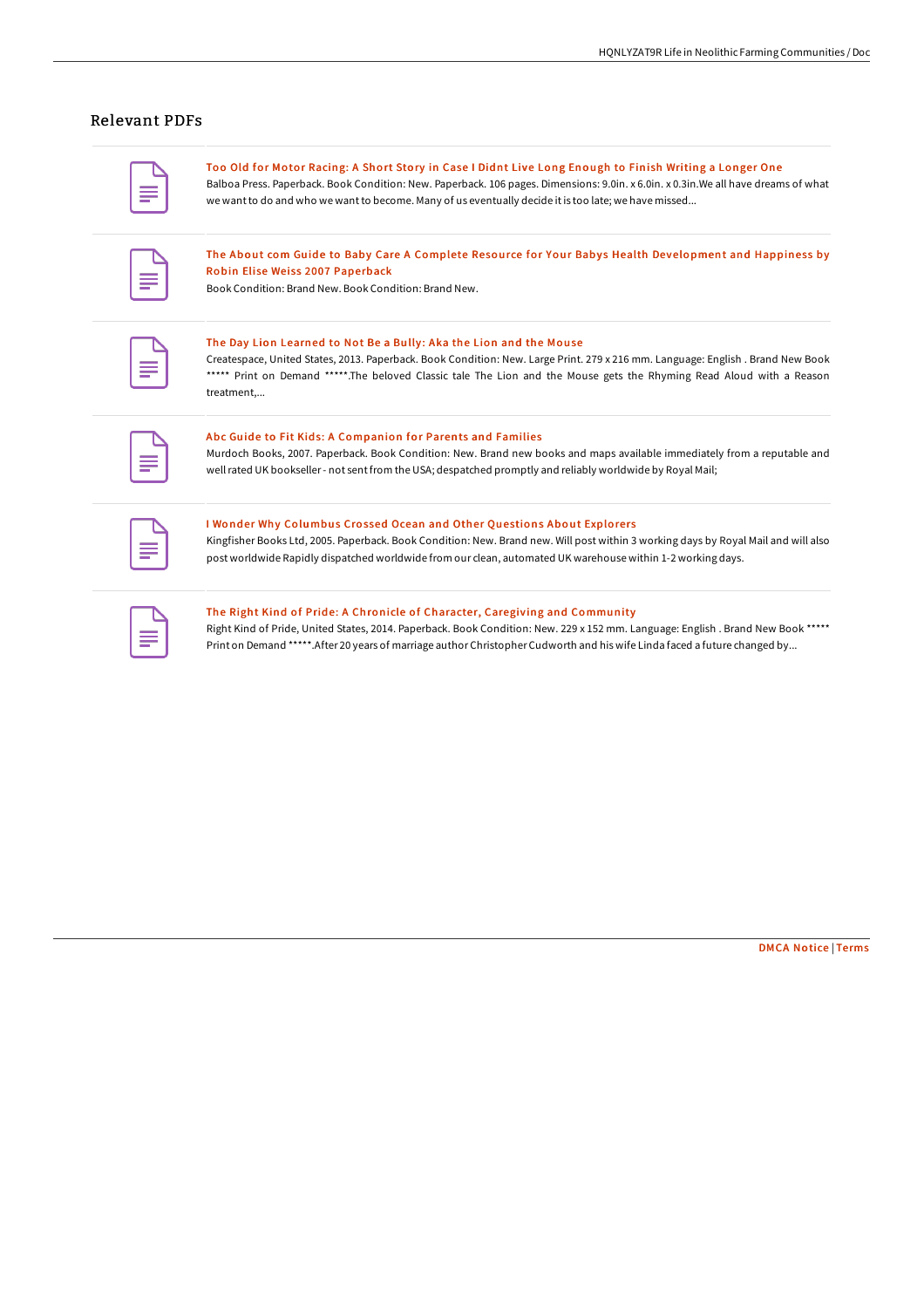## Relevant PDFs

**Too Old for Motor Racing: A Short Story in Case I Didnt Live Long Enough to Finish Writing a Longer One**

Balboa Press. Paperback. Book Condition: New. Paperback. 106 pages. Dimensions: 9.0in. x 6.0in. x 0.3in.We all have dreams of what we want to do and who we want to become. Many of us eventually decide it is too late; we have missed...

**The About com Guide to Baby Care A Complete Resource for Your Babys Health Development and Happiness by Robin Elise Weiss 2007 Paperback**

Book Condition: Brand New. Book Condition: Brand New.

**The Day Lion Learned to Not Be a Bully: Aka the Lion and the Mouse**

Createspace, United States, 2013. Paperback. Book Condition: New. Large Print. 279 x 216 mm. Language: English . Brand New Book ***** Print on Demand *****.The beloved Classic tale The Lion and the Mouse gets the Rhyming Read Aloud with a Reason treatment,...

**Abc Guide to Fit Kids: A Companion for Parents and Families**

Murdoch Books, 2007. Paperback. Book Condition: New. Brand new books and maps available immediately from a reputable and well rated UK bookseller - not sent from the USA; despatched promptly and reliably worldwide by Royal Mail;

**I Wonder Why Columbus Crossed Ocean and Other Questions About Explorers**

Kingfisher Books Ltd, 2005. Paperback. Book Condition: New. Brand new. Will post within 3 working days by Royal Mail and will also post worldwide Rapidly dispatched worldwide from our clean, automated UK warehouse within 1-2 working days.

**The Right Kind of Pride: A Chronicle of Character, Caregiving and Community**

Right Kind of Pride, United States, 2014. Paperback. Book Condition: New. 229 x 152 mm. Language: English . Brand New Book ***** Print on Demand *****.After 20 years of marriage author Christopher Cudworth and his wife Linda faced a future changed by...

DMCA Notice | Terms